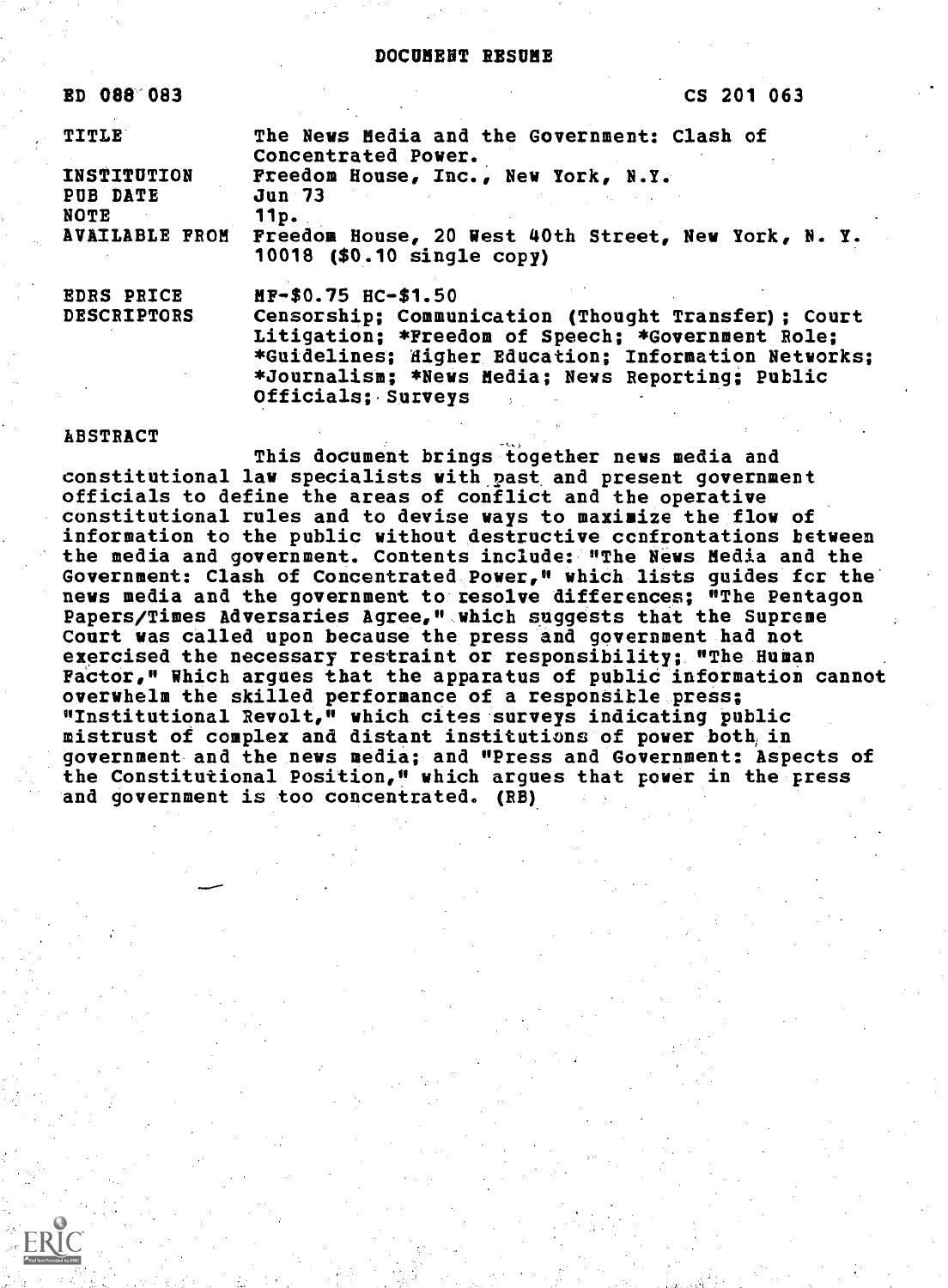DOCUMENT RESUME

| ED 088 083 | CS 201 063 |
|---|---|
| TITLE | The News Media and the Government: Clash of Concentrated Power. |
| INSTITUTION | Freedom House, Inc., New York, N.Y. |
| PUB DATE | Jun 73 |
| NOTE | 11p. |
| AVAILABLE FROM | Freedom House, 20 West 40th Street, New York, N. Y. 10018 ($0.10 single copy) |
| EDRS PRICE | MF-$0.75 HC-$1.50 |
| DESCRIPTORS | Censorship; Communication (Thought Transfer); Court Litigation; *Freedom of Speech; *Government Role; *Guidelines; Higher Education; Information Networks; *Journalism; *News Media; News Reporting; Public Officials; Surveys |

ABSTRACT

This document brings together news media and constitutional law specialists with past and present government officials to define the areas of conflict and the operative constitutional rules and to devise ways to maximize the flow of information to the public without destructive confrontations between the media and government. Contents include: "The News Media and the Government: Clash of Concentrated Power," which lists guides for the news media and the government to resolve differences; "The Pentagon Papers/Times Adversaries Agree," which suggests that the Supreme Court was called upon because the press and government had not exercised the necessary restraint or responsibility; "The Human Factor," which argues that the apparatus of public information cannot overwhelm the skilled performance of a responsible press; "Institutional Revolt," which cites surveys indicating public mistrust of complex and distant institutions of power both in government and the news media; and "Press and Government: Aspects of the Constitutional Position," which argues that power in the press and government is too concentrated. (RB)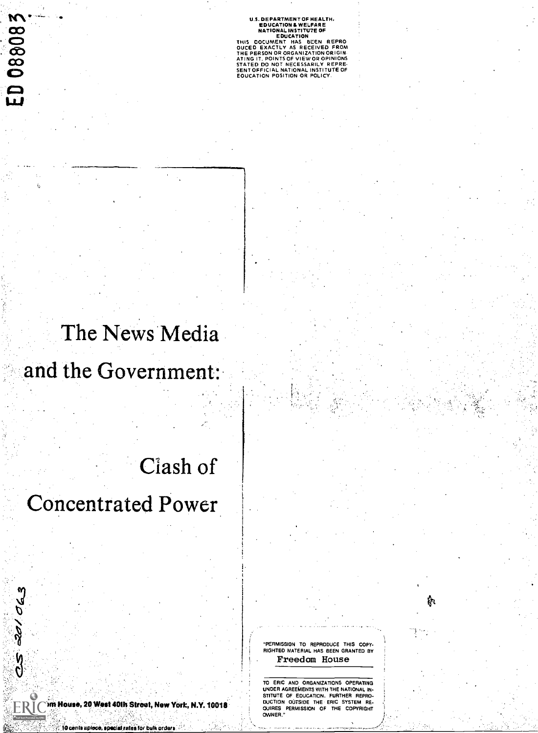ED 088083

U.S. DEPARTMENT OF HEALTH, EDUCATION & WELFARE
NATIONAL INSTITUTE OF EDUCATION
THIS DOCUMENT HAS BEEN REPRODUCED EXACTLY AS RECEIVED FROM THE PERSON OR ORGANIZATION ORIGINATING IT. POINTS OF VIEW OR OPINIONS STATED DO NOT NECESSARILY REPRESENT OFFICIAL NATIONAL INSTITUTE OF EDUCATION POSITION OR POLICY.

# The News Media and the Government: Clash of Concentrated Power

CS 201 063

"PERMISSION TO REPRODUCE THIS COPYRIGHTED MATERIAL HAS BEEN GRANTED BY
Freedom House

TO ERIC AND ORGANIZATIONS OPERATING UNDER AGREEMENTS WITH THE NATIONAL INSTITUTE OF EDUCATION. FURTHER REPRODUCTION OUTSIDE THE ERIC SYSTEM REQUIRES PERMISSION OF THE COPYRIGHT OWNER."

...om House, 20 West 40th Street, New York, N.Y. 10018

10 cents apiece, special rates for bulk orders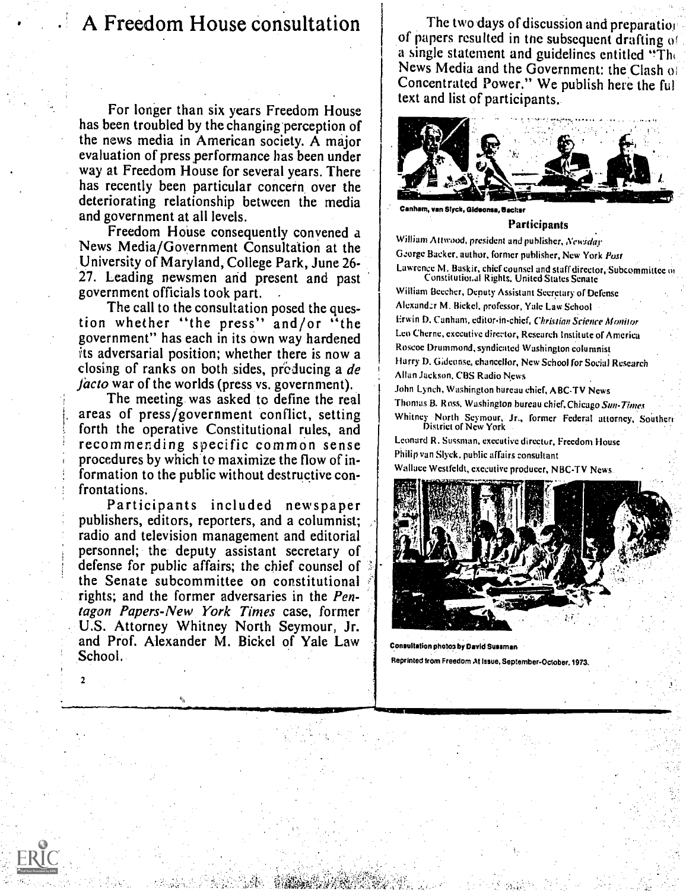# A Freedom House consultation

For longer than six years Freedom House has been troubled by the changing perception of the news media in American society. A major evaluation of press performance has been under way at Freedom House for several years. There has recently been particular concern over the deteriorating relationship between the media and government at all levels.

Freedom House consequently convened a News Media/Government Consultation at the University of Maryland, College Park, June 26-27. Leading newsmen and present and past government officials took part.

The call to the consultation posed the question whether "the press" and/or "the government" has each in its own way hardened its adversarial position; whether there is now a closing of ranks on both sides, producing a *de facto* war of the worlds (press vs. government).

The meeting was asked to define the real areas of press/government conflict, setting forth the operative Constitutional rules, and recommending specific common sense procedures by which to maximize the flow of information to the public without destructive confrontations.

Participants included newspaper publishers, editors, reporters, and a columnist; radio and television management and editorial personnel; the deputy assistant secretary of defense for public affairs; the chief counsel of the Senate subcommittee on constitutional rights; and the former adversaries in the *Pentagon Papers-New York Times* case, former U.S. Attorney Whitney North Seymour, Jr. and Prof. Alexander M. Bickel of Yale Law School.

The two days of discussion and preparation of papers resulted in the subsequent drafting of a single statement and guidelines entitled "The News Media and the Government: the Clash of Concentrated Power." We publish here the full text and list of participants.

Canham, van Slyck, Gideonse, Backer

## Participants

William Attwood, president and publisher, *Newsday*

George Backer, author, former publisher, New York *Post*

Lawrence M. Baskir, chief counsel and staff director, Subcommittee on Constitutional Rights, United States Senate

William Beecher, Deputy Assistant Secretary of Defense

Alexander M. Bickel, professor, Yale Law School

Erwin D. Canham, editor-in-chief, *Christian Science Monitor*

Leo Cherne, executive director, Research Institute of America

Roscoe Drummond, syndicated Washington columnist

Harry D. Gideonse, chancellor, New School for Social Research

Allan Jackson, CBS Radio News

John Lynch, Washington bureau chief, ABC-TV News

Thomas B. Ross, Washington bureau chief, Chicago *Sun-Times*

Whitney North Seymour, Jr., former Federal attorney, Southern District of New York

Leonard R. Sussman, executive director, Freedom House

Philip van Slyck, public affairs consultant

Wallace Westfeldt, executive producer, NBC-TV News

Consultation photos by David Sussman

Reprinted from Freedom At Issue, September-October, 1973.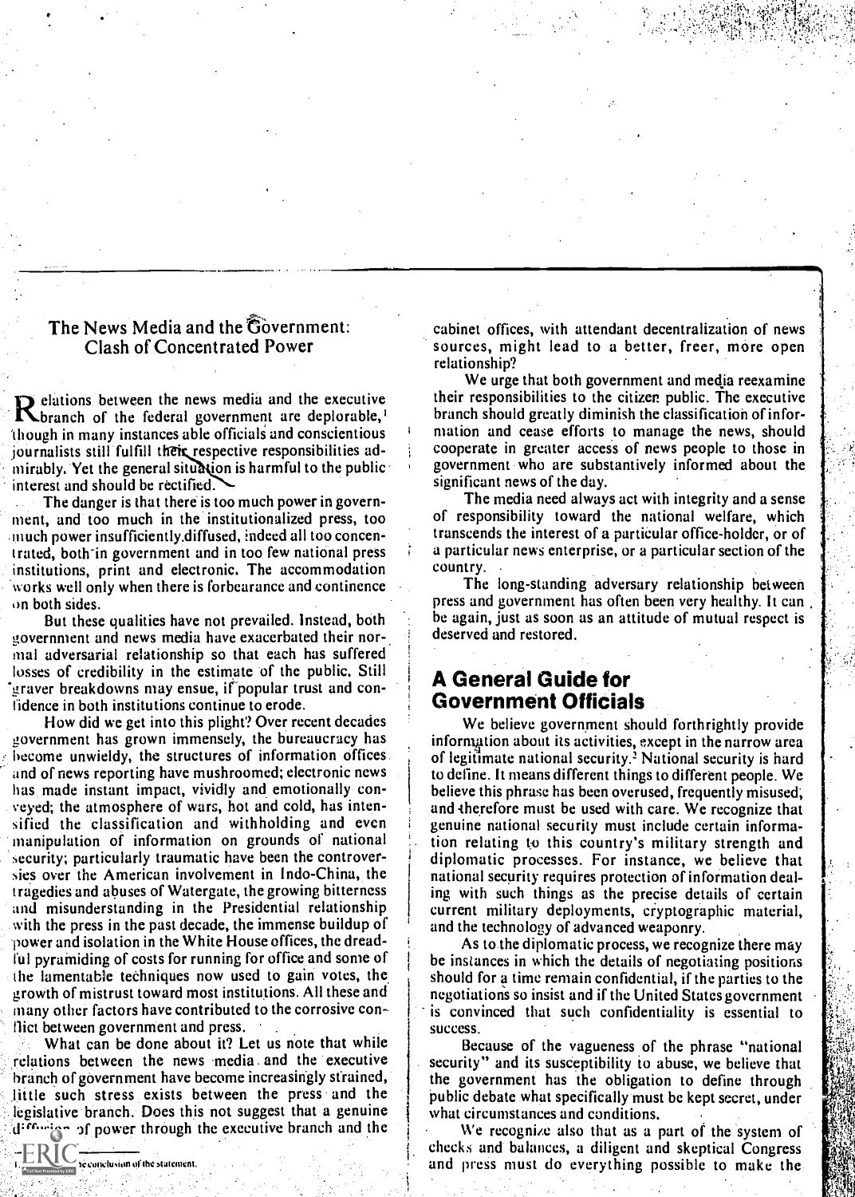## The News Media and the Government: Clash of Concentrated Power

Relations between the news media and the executive branch of the federal government are deplorable,[1] though in many instances able officials and conscientious journalists still fulfill their respective responsibilities admirably. Yet the general situation is harmful to the public interest and should be rectified.

The danger is that there is too much power in government, and too much in the institutionalized press, too much power insufficiently diffused, indeed all too concentrated, both in government and in too few national press institutions, print and electronic. The accommodation works well only when there is forbearance and continence on both sides.

But these qualities have not prevailed. Instead, both government and news media have exacerbated their normal adversarial relationship so that each has suffered losses of credibility in the estimate of the public. Still graver breakdowns may ensue, if popular trust and confidence in both institutions continue to erode.

How did we get into this plight? Over recent decades government has grown immensely, the bureaucracy has become unwieldy, the structures of information offices and of news reporting have mushroomed; electronic news has made instant impact, vividly and emotionally conveyed; the atmosphere of wars, hot and cold, has intensified the classification and withholding and even manipulation of information on grounds of national security; particularly traumatic have been the controversies over the American involvement in Indo-China, the tragedies and abuses of Watergate, the growing bitterness and misunderstanding in the Presidential relationship with the press in the past decade, the immense buildup of power and isolation in the White House offices, the dreadful pyramiding of costs for running for office and some of the lamentable techniques now used to gain votes, the growth of mistrust toward most institutions. All these and many other factors have contributed to the corrosive conflict between government and press.

What can be done about it? Let us note that while relations between the news media and the executive branch of government have become increasingly strained, little such stress exists between the press and the legislative branch. Does this not suggest that a genuine diffusion of power through the executive branch and the cabinet offices, with attendant decentralization of news sources, might lead to a better, freer, more open relationship?

We urge that both government and media reexamine their responsibilities to the citizen public. The executive branch should greatly diminish the classification of information and cease efforts to manage the news, should cooperate in greater access of news people to those in government who are substantively informed about the significant news of the day.

The media need always act with integrity and a sense of responsibility toward the national welfare, which transcends the interest of a particular office-holder, or of a particular news enterprise, or a particular section of the country.

The long-standing adversary relationship between press and government has often been very healthy. It can be again, just as soon as an attitude of mutual respect is deserved and restored.

## A General Guide for Government Officials

We believe government should forthrightly provide information about its activities, except in the narrow area of legitimate national security.[2] National security is hard to define. It means different things to different people. We believe this phrase has been overused, frequently misused, and therefore must be used with care. We recognize that genuine national security must include certain information relating to this country's military strength and diplomatic processes. For instance, we believe that national security requires protection of information dealing with such things as the precise details of certain current military deployments, cryptographic material, and the technology of advanced weaponry.

As to the diplomatic process, we recognize there may be instances in which the details of negotiating positions should for a time remain confidential, if the parties to the negotiations so insist and if the United States government is convinced that such confidentiality is essential to success.

Because of the vagueness of the phrase "national security" and its susceptibility to abuse, we believe that the government has the obligation to define through public debate what specifically must be kept secret, under what circumstances and conditions.

We recognize also that as a part of the system of checks and balances, a diligent and skeptical Congress and press must do everything possible to make the

1. ...e conclusion of the statement.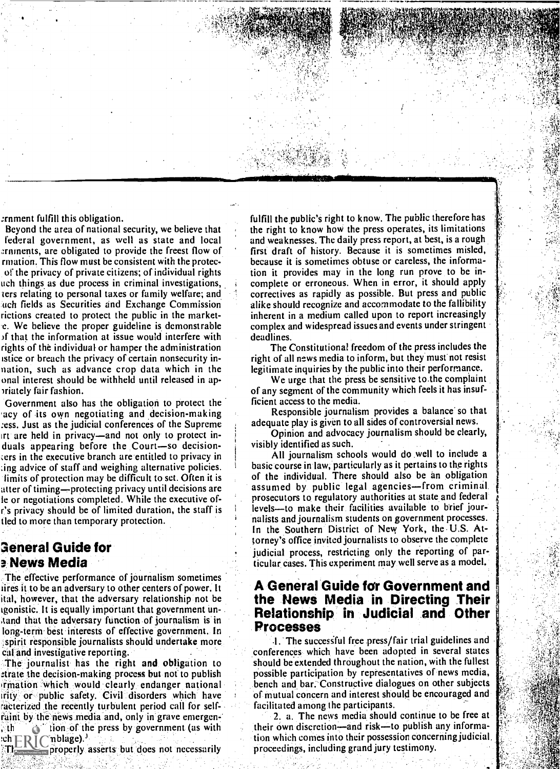ernment fulfill this obligation.

Beyond the area of national security, we believe that federal government, as well as state and local ernments, are obligated to provide the freest flow of rmation. This flow must be consistent with the protection of the privacy of private citizens; of individual rights uch things as due process in criminal investigations, ters relating to personal taxes or family welfare; and uch fields as Securities and Exchange Commission rictions created to protect the public in the market-e. We believe the proper guideline is demonstrable of that the information at issue would interfere with rights of the individual or hamper the administration istice or breach the privacy of certain nonsecurity innation, such as advance crop data which in the onal interest should be withheld until released in appriately fair fashion.

Government also has the obligation to protect the acy of its own negotiating and decision-making ess. Just as the judicial conferences of the Supreme rt are held in privacy—and not only to protect individuals appearing before the Court—so decision-ers in the executive branch are entitled to privacy in ing advice of staff and weighing alternative policies. limits of protection may be difficult to set. Often it is atter of timing—protecting privacy until decisions are le or negotiations completed. While the executive of-r's privacy should be of limited duration, the staff is tled to more than temporary protection.

## General Guide for e News Media

The effective performance of journalism sometimes ires it to be an adversary to other centers of power. It ital, however, that the adversary relationship not be gonistic. It is equally important that government un-tand that the adversary function of journalism is in long-term best interests of effective government. In spirit responsible journalists should undertake more cal and investigative reporting.

The journalist has the right and obligation to etrate the decision-making process but not to publish rmation which would clearly endanger national rity or public safety. Civil disorders which have racterized the recently turbulent period call for self-raint by the news media and, only in grave emergen-, th tion of the press by government (as with ch nblage).[3]

Th properly asserts but does not necessarily fulfill the public's right to know. The public therefore has the right to know how the press operates, its limitations and weaknesses. The daily press report, at best, is a rough first draft of history. Because it is sometimes misled, because it is sometimes obtuse or careless, the information it provides may in the long run prove to be incomplete or erroneous. When in error, it should apply correctives as rapidly as possible. But press and public alike should recognize and accommodate to the fallibility inherent in a medium called upon to report increasingly complex and widespread issues and events under stringent deadlines.

The Constitutional freedom of the press includes the right of all news media to inform, but they must not resist legitimate inquiries by the public into their performance.

We urge that the press be sensitive to the complaint of any segment of the community which feels it has insufficient access to the media.

Responsible journalism provides a balance so that adequate play is given to all sides of controversial news.

Opinion and advocacy journalism should be clearly, visibly identified as such.

All journalism schools would do well to include a basic course in law, particularly as it pertains to the rights of the individual. There should also be an obligation assumed by public legal agencies—from criminal prosecutors to regulatory authorities at state and federal levels—to make their facilities available to brief journalists and journalism students on government processes. In the Southern District of New York, the U.S. Attorney's office invited journalists to observe the complete judicial process, restricting only the reporting of particular cases. This experiment may well serve as a model.

## A General Guide for Government and the News Media in Directing Their Relationship in Judicial and Other Processes

1. The successful free press/fair trial guidelines and conferences which have been adopted in several states should be extended throughout the nation, with the fullest possible participation by representatives of news media, bench and bar. Constructive dialogues on other subjects of mutual concern and interest should be encouraged and facilitated among the participants.

2. a. The news media should continue to be free at their own discretion—and risk—to publish any information which comes into their possession concerning judicial proceedings, including grand jury testimony.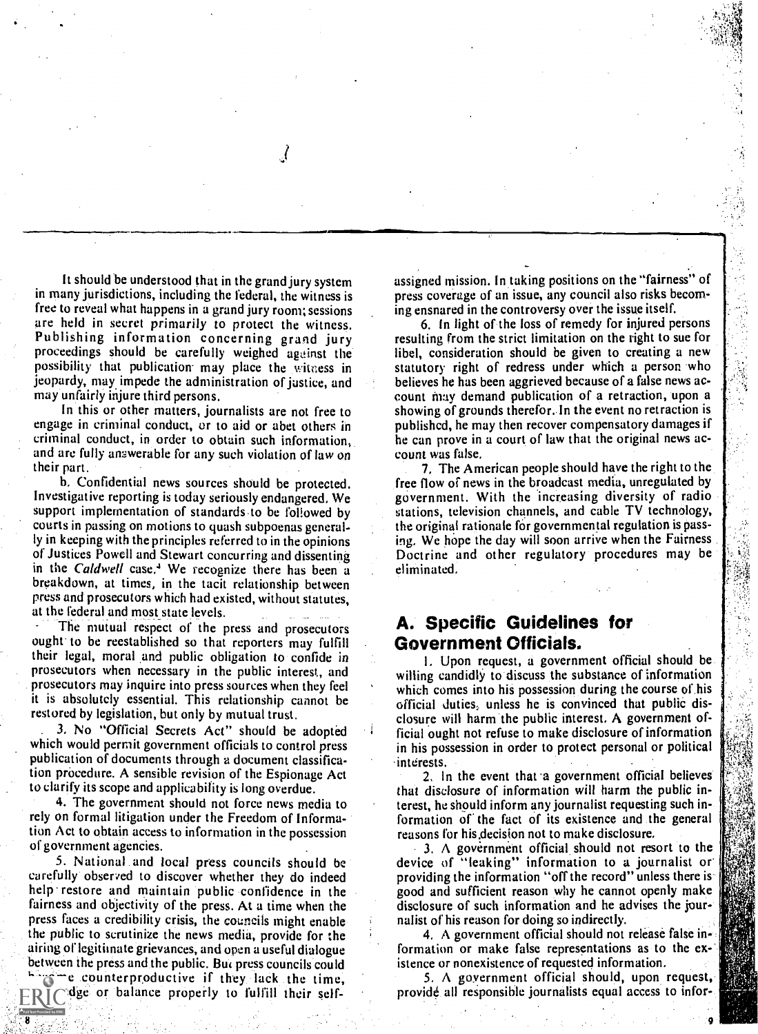It should be understood that in the grand jury system in many jurisdictions, including the federal, the witness is free to reveal what happens in a grand jury room; sessions are held in secret primarily to protect the witness. Publishing information concerning grand jury proceedings should be carefully weighed against the possibility that publication may place the witness in jeopardy, may impede the administration of justice, and may unfairly injure third persons.

In this or other matters, journalists are not free to engage in criminal conduct, or to aid or abet others in criminal conduct, in order to obtain such information, and are fully answerable for any such violation of law on their part.

b. Confidential news sources should be protected. Investigative reporting is today seriously endangered. We support implementation of standards to be followed by courts in passing on motions to quash subpoenas generally in keeping with the principles referred to in the opinions of Justices Powell and Stewart concurring and dissenting in the *Caldwell* case.[4] We recognize there has been a breakdown, at times, in the tacit relationship between press and prosecutors which had existed, without statutes, at the federal and most state levels.

The mutual respect of the press and prosecutors ought to be reestablished so that reporters may fulfill their legal, moral and public obligation to confide in prosecutors when necessary in the public interest, and prosecutors may inquire into press sources when they feel it is absolutely essential. This relationship cannot be restored by legislation, but only by mutual trust.

3. No "Official Secrets Act" should be adopted which would permit government officials to control press publication of documents through a document classification procedure. A sensible revision of the Espionage Act to clarify its scope and applicability is long overdue.

4. The government should not force news media to rely on formal litigation under the Freedom of Information Act to obtain access to information in the possession of government agencies.

5. National and local press councils should be carefully observed to discover whether they do indeed help restore and maintain public confidence in the fairness and objectivity of the press. At a time when the press faces a credibility crisis, the councils might enable the public to scrutinize the news media, provide for the airing of legitimate grievances, and open a useful dialogue between the press and the public. But press councils could become counterproductive if they lack the time, knowledge or balance properly to fulfill their self-assigned mission. In taking positions on the "fairness" of press coverage of an issue, any council also risks becoming ensnared in the controversy over the issue itself.

6. In light of the loss of remedy for injured persons resulting from the strict limitation on the right to sue for libel, consideration should be given to creating a new statutory right of redress under which a person who believes he has been aggrieved because of a false news account may demand publication of a retraction, upon a showing of grounds therefor. In the event no retraction is published, he may then recover compensatory damages if he can prove in a court of law that the original news account was false.

7. The American people should have the right to the free flow of news in the broadcast media, unregulated by government. With the increasing diversity of radio stations, television channels, and cable TV technology, the original rationale for governmental regulation is passing. We hope the day will soon arrive when the Fairness Doctrine and other regulatory procedures may be eliminated.

## A. Specific Guidelines for Government Officials.

1. Upon request, a government official should be willing candidly to discuss the substance of information which comes into his possession during the course of his official duties, unless he is convinced that public disclosure will harm the public interest. A government official ought not refuse to make disclosure of information in his possession in order to protect personal or political interests.

2. In the event that a government official believes that disclosure of information will harm the public interest, he should inform any journalist requesting such information of the fact of its existence and the general reasons for his decision not to make disclosure.

3. A government official should not resort to the device of "leaking" information to a journalist or providing the information "off the record" unless there is good and sufficient reason why he cannot openly make disclosure of such information and he advises the journalist of his reason for doing so indirectly.

4. A government official should not release false information or make false representations as to the existence or nonexistence of requested information.

5. A government official should, upon request, provide all responsible journalists equal access to infor-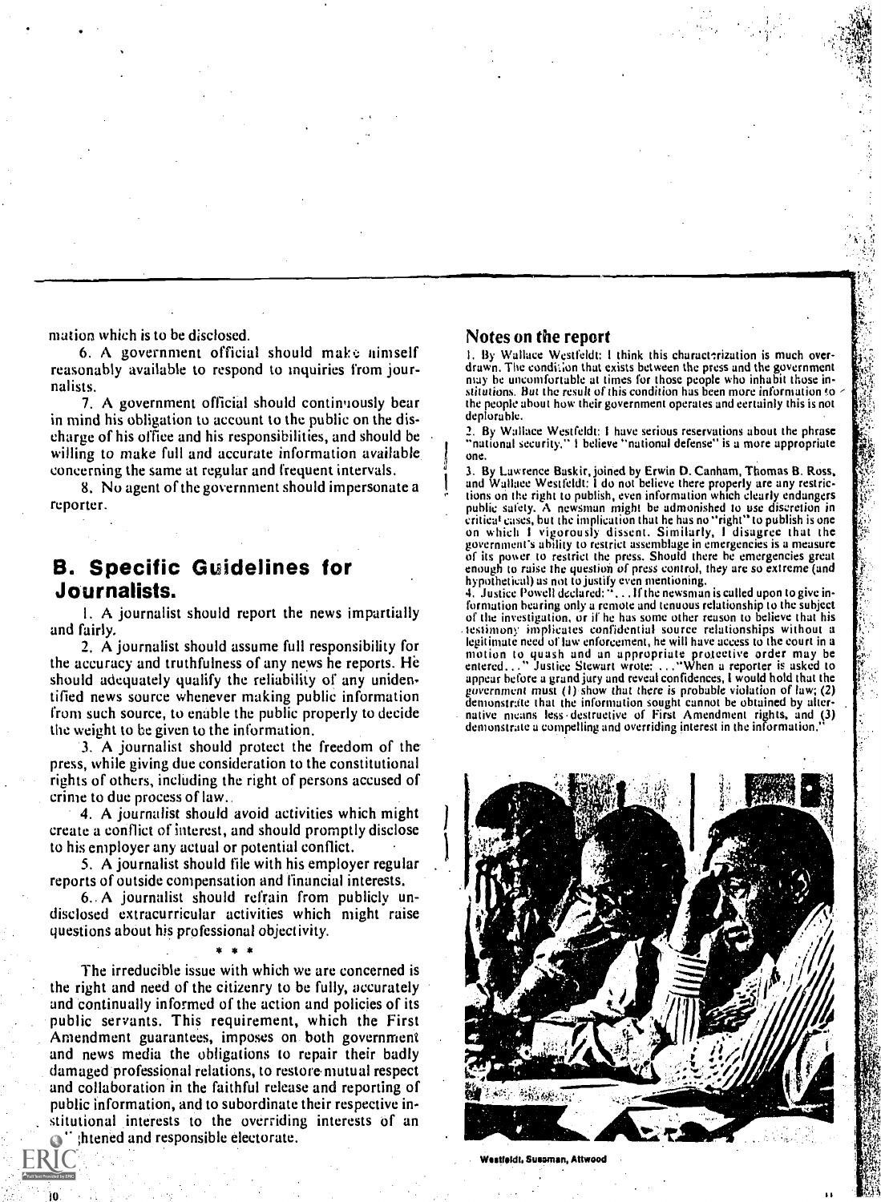mation which is to be disclosed.

6. A government official should make himself reasonably available to respond to inquiries from journalists.

7. A government official should continuously bear in mind his obligation to account to the public on the discharge of his office and his responsibilities, and should be willing to make full and accurate information available concerning the same at regular and frequent intervals.

8. No agent of the government should impersonate a reporter.

## B. Specific Guidelines for Journalists.

1. A journalist should report the news impartially and fairly.

2. A journalist should assume full responsibility for the accuracy and truthfulness of any news he reports. He should adequately qualify the reliability of any unidentified news source whenever making public information from such source, to enable the public properly to decide the weight to be given to the information.

3. A journalist should protect the freedom of the press, while giving due consideration to the constitutional rights of others, including the right of persons accused of crime to due process of law.

4. A journalist should avoid activities which might create a conflict of interest, and should promptly disclose to his employer any actual or potential conflict.

5. A journalist should file with his employer regular reports of outside compensation and financial interests.

6. A journalist should refrain from publicly undisclosed extracurricular activities which might raise questions about his professional objectivity.

\* \* \*

The irreducible issue with which we are concerned is the right and need of the citizenry to be fully, accurately and continually informed of the action and policies of its public servants. This requirement, which the First Amendment guarantees, imposes on both government and news media the obligations to repair their badly damaged professional relations, to restore mutual respect and collaboration in the faithful release and reporting of public information, and to subordinate their respective institutional interests to the overriding interests of an enlightened and responsible electorate.

### Notes on the report

1. By Wallace Westfeldt: I think this characterization is much overdrawn. The condition that exists between the press and the government may be uncomfortable at times for those people who inhabit those institutions. But the result of this condition has been more information to the people about how their government operates and certainly this is not deplorable.

2. By Wallace Westfeldt: I have serious reservations about the phrase "national security." I believe "national defense" is a more appropriate one.

3. By Lawrence Baskir, joined by Erwin D. Canham, Thomas B. Ross, and Wallace Westfeldt: I do not believe there properly are any restrictions on the right to publish, even information which clearly endangers public safety. A newsman might be admonished to use discretion in critical cases, but the implication that he has no "right" to publish is one on which I vigorously dissent. Similarly, I disagree that the government's ability to restrict assemblage in emergencies is a measure of its power to restrict the press. Should there be emergencies great enough to raise the question of press control, they are so extreme (and hypothetical) as not to justify even mentioning.

4. Justice Powell declared: "... If the newsman is called upon to give information bearing only a remote and tenuous relationship to the subject of the investigation, or if he has some other reason to believe that his testimony implicates confidential source relationships without a legitimate need of law enforcement, he will have access to the court in a motion to quash and an appropriate protective order may be entered..." Justice Stewart wrote: ..."When a reporter is asked to appear before a grand jury and reveal confidences, I would hold that the government must (1) show that there is probable violation of law; (2) demonstrate that the information sought cannot be obtained by alternative means less destructive of First Amendment rights, and (3) demonstrate a compelling and overriding interest in the information."

Westfeldt, Sussman, Attwood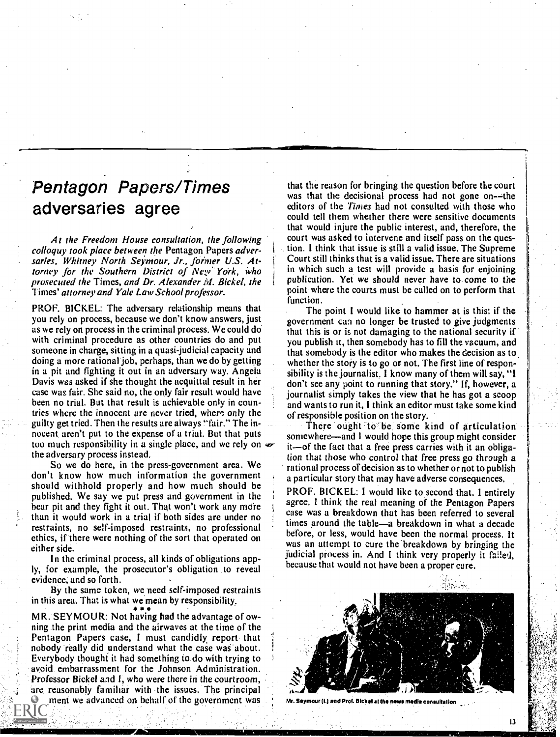# Pentagon Papers/Times adversaries agree

*At the Freedom House consultation, the following colloquy took place between the* Pentagon Papers *adversaries, Whitney North Seymour, Jr., former U.S. Attorney for the Southern District of New York, who prosecuted the* Times, *and Dr. Alexander M. Bickel, the* Times' *attorney and Yale Law School professor.*

PROF. BICKEL: The adversary relationship means that you rely on process, because we don't know answers, just as we rely on process in the criminal process. We could do with criminal procedure as other countries do and put someone in charge, sitting in a quasi-judicial capacity and doing a more rational job, perhaps, than we do by getting in a pit and fighting it out in an adversary way. Angela Davis was asked if she thought the acquittal result in her case was fair. She said no, the only fair result would have been no trial. But that result is achievable only in countries where the innocent are never tried, where only the guilty get tried. Then the results are always "fair." The innocent aren't put to the expense of a trial. But that puts too much responsibility in a single place, and we rely on the adversary process instead.

So we do here, in the press-government area. We don't know how much information the government should withhold properly and how much should be published. We say we put press and government in the bear pit and they fight it out. That won't work any more than it would work in a trial if both sides are under no restraints, no self-imposed restraints, no professional ethics, if there were nothing of the sort that operated on either side.

In the criminal process, all kinds of obligations apply, for example, the prosecutor's obligation to reveal evidence, and so forth.

By the same token, we need self-imposed restraints in this area. That is what we mean by responsibility.

\* \* \*

MR. SEYMOUR: Not having had the advantage of owning the print media and the airwaves at the time of the Pentagon Papers case, I must candidly report that nobody really did understand what the case was about. Everybody thought it had something to do with trying to avoid embarrassment for the Johnson Administration. Professor Bickel and I, who were there in the courtroom, are reasonably familiar with the issues. The principal argument we advanced on behalf of the government was that the reason for bringing the question before the court was that the decisional process had not gone on—the editors of the *Times* had not consulted with those who could tell them whether there were sensitive documents that would injure the public interest, and, therefore, the court was asked to intervene and itself pass on the question. I think that issue is still a valid issue. The Supreme Court still thinks that is a valid issue. There are situations in which such a test will provide a basis for enjoining publication. Yet we should never have to come to the point where the courts must be called on to perform that function.

The point I would like to hammer at is this: if the government can no longer be trusted to give judgments that this is or is not damaging to the national security if you publish it, then somebody has to fill the vacuum, and that somebody is the editor who makes the decision as to whether the story is to go or not. The first line of responsibility is the journalist. I know many of them will say, "I don't see any point to running that story." If, however, a journalist simply takes the view that he has got a scoop and wants to run it, I think an editor must take some kind of responsible position on the story.

There ought to be some kind of articulation somewhere—and I would hope this group might consider it—of the fact that a free press carries with it an obligation that those who control that free press go through a rational process of decision as to whether or not to publish a particular story that may have adverse consequences.

PROF. BICKEL: I would like to second that. I entirely agree. I think the real meaning of the Pentagon Papers case was a breakdown that has been referred to several times around the table—a breakdown in what a decade before, or less, would have been the normal process. It was an attempt to cure the breakdown by bringing the judicial process in. And I think very properly it failed, because that would not have been a proper cure.

Mr. Seymour (l.) and Prof. Bickel at the news media consultation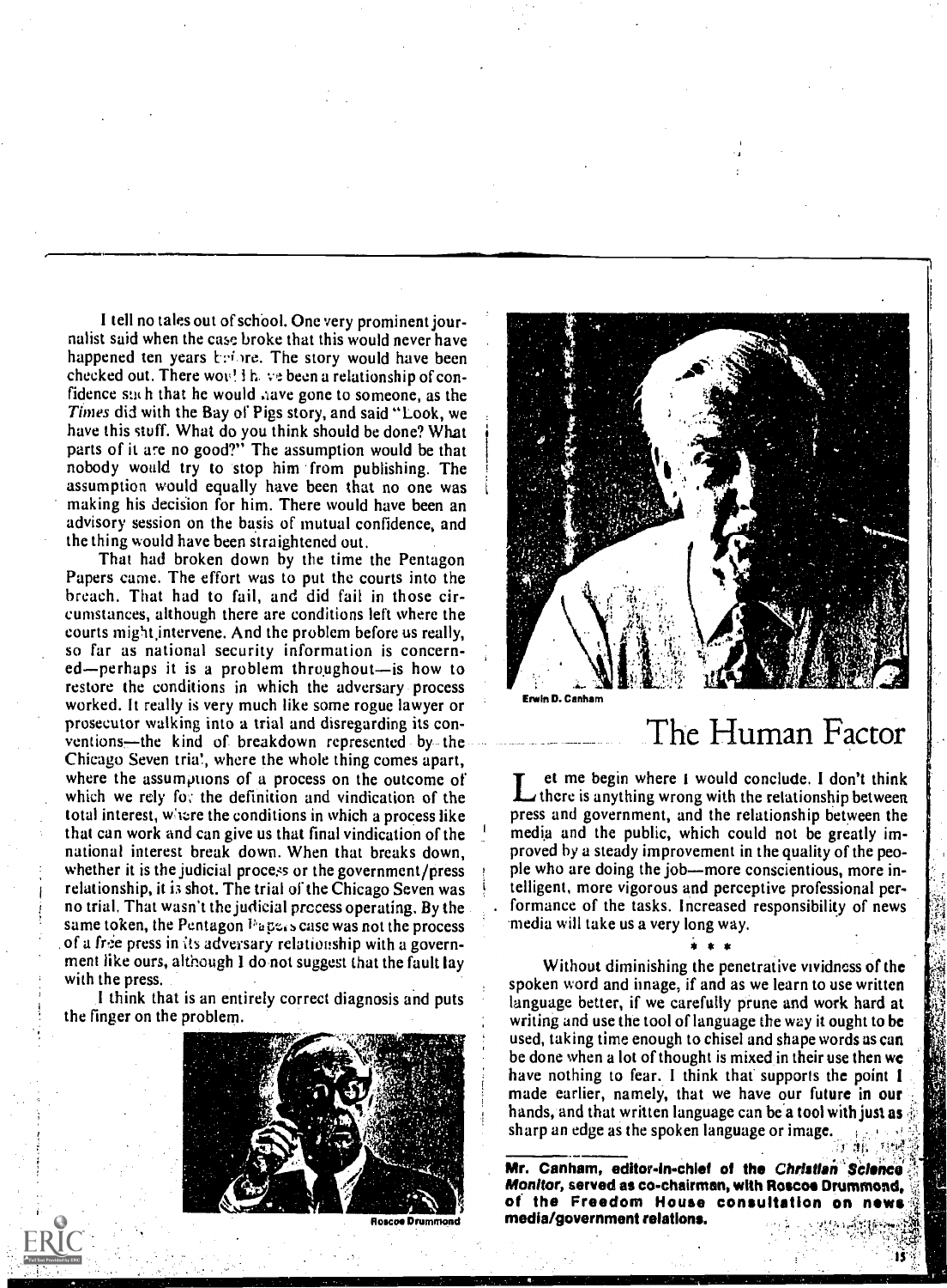I tell no tales out of school. One very prominent journalist said when the case broke that this would never have happened ten years before. The story would have been checked out. There would have been a relationship of confidence such that he would have gone to someone, as the *Times* did with the Bay of Pigs story, and said "Look, we have this stuff. What do you think should be done? What parts of it are no good?" The assumption would be that nobody would try to stop him from publishing. The assumption would equally have been that no one was making his decision for him. There would have been an advisory session on the basis of mutual confidence, and the thing would have been straightened out.

That had broken down by the time the Pentagon Papers came. The effort was to put the courts into the breach. That had to fail, and did fail in those circumstances, although there are conditions left where the courts might intervene. And the problem before us really, so far as national security information is concerned—perhaps it is a problem throughout—is how to restore the conditions in which the adversary process worked. It really is very much like some rogue lawyer or prosecutor walking into a trial and disregarding its conventions—the kind of breakdown represented by the Chicago Seven trial, where the whole thing comes apart, where the assumptions of a process on the outcome of which we rely for the definition and vindication of the total interest, where the conditions in which a process like that can work and can give us that final vindication of the national interest break down. When that breaks down, whether it is the judicial process or the government/press relationship, it is shot. The trial of the Chicago Seven was no trial. That wasn't the judicial process operating. By the same token, the Pentagon Papers case was not the process of a free press in its adversary relationship with a government like ours, although I do not suggest that the fault lay with the press.

I think that is an entirely correct diagnosis and puts the finger on the problem.

Roscoe Drummond

Erwin D. Canham

# The Human Factor

Let me begin where I would conclude. I don't think there is anything wrong with the relationship between press and government, and the relationship between the media and the public, which could not be greatly improved by a steady improvement in the quality of the people who are doing the job—more conscientious, more intelligent, more vigorous and perceptive professional performance of the tasks. Increased responsibility of news media will take us a very long way.

\* \* \*

Without diminishing the penetrative vividness of the spoken word and image, if and as we learn to use written language better, if we carefully prune and work hard at writing and use the tool of language the way it ought to be used, taking time enough to chisel and shape words as can be done when a lot of thought is mixed in their use then we have nothing to fear. I think that supports the point I made earlier, namely, that we have our future in our hands, and that written language can be a tool with just as sharp an edge as the spoken language or image.

**Mr. Canham, editor-in-chief of the *Christian Science Monitor*, served as co-chairman, with Roscoe Drummond, of the Freedom House consultation on news media/government relations.**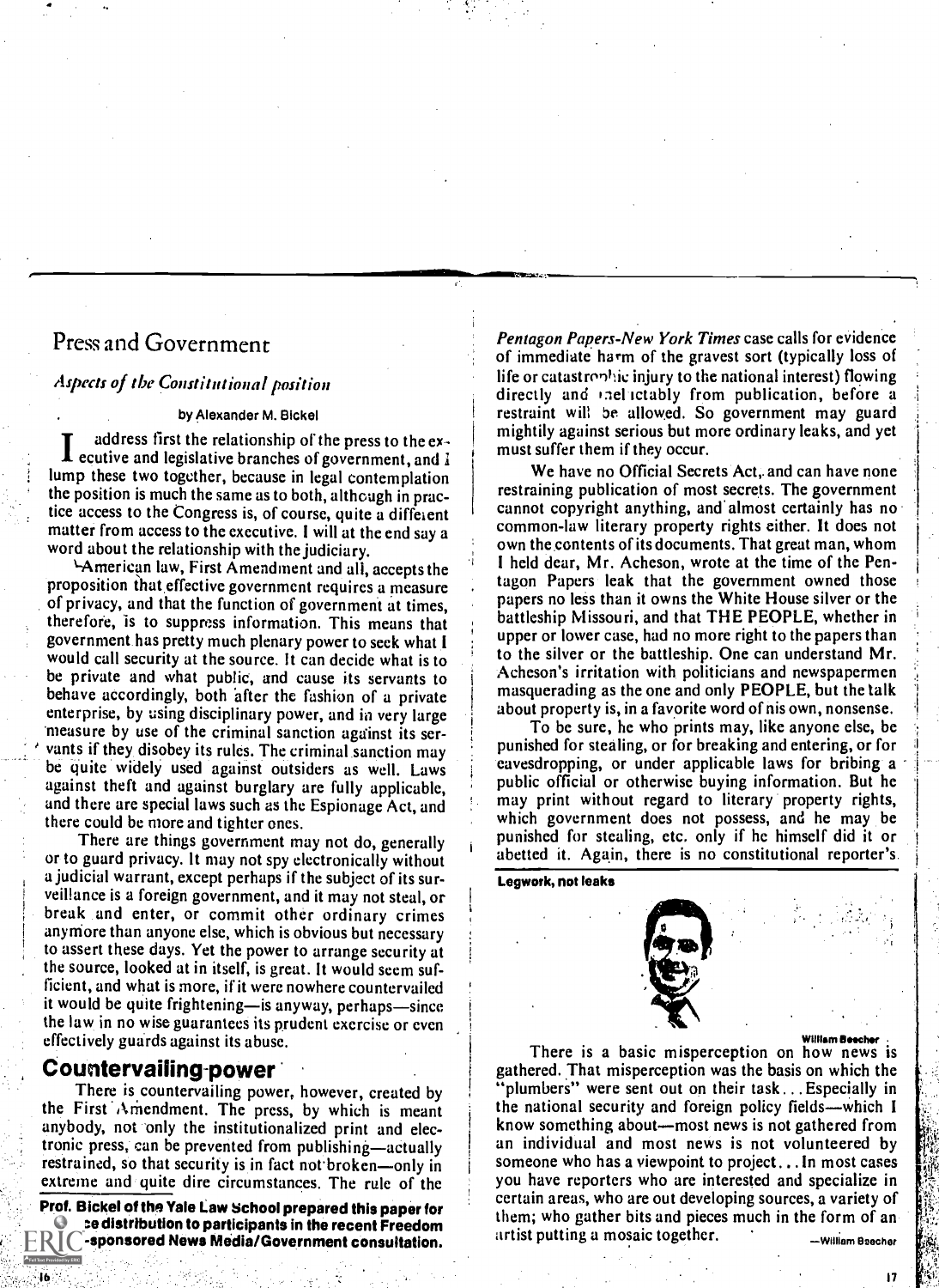# Press and Government

## *Aspects of the Constitutional position*

by Alexander M. Bickel

I address first the relationship of the press to the executive and legislative branches of government, and I lump these two together, because in legal contemplation the position is much the same as to both, although in practice access to the Congress is, of course, quite a different matter from access to the executive. I will at the end say a word about the relationship with the judiciary.

American law, First Amendment and all, accepts the proposition that effective government requires a measure of privacy, and that the function of government at times, therefore, is to suppress information. This means that government has pretty much plenary power to seek what I would call security at the source. It can decide what is to be private and what public, and cause its servants to behave accordingly, both after the fashion of a private enterprise, by using disciplinary power, and in very large measure by use of the criminal sanction against its servants if they disobey its rules. The criminal sanction may be quite widely used against outsiders as well. Laws against theft and against burglary are fully applicable, and there are special laws such as the Espionage Act, and there could be more and tighter ones.

There are things government may not do, generally or to guard privacy. It may not spy electronically without a judicial warrant, except perhaps if the subject of its surveillance is a foreign government, and it may not steal, or break and enter, or commit other ordinary crimes anymore than anyone else, which is obvious but necessary to assert these days. Yet the power to arrange security at the source, looked at in itself, is great. It would seem sufficient, and what is more, if it were nowhere countervailed it would be quite frightening—is anyway, perhaps—since the law in no wise guarantees its prudent exercise or even effectively guards against its abuse.

## Countervailing power

There is countervailing power, however, created by the First Amendment. The press, by which is meant anybody, not only the institutionalized print and electronic press, can be prevented from publishing—actually restrained, so that security is in fact not broken—only in extreme and quite dire circumstances. The rule of the *Pentagon Papers-New York Times* case calls for evidence of immediate harm of the gravest sort (typically loss of life or catastrophic injury to the national interest) flowing directly and ineluctably from publication, before a restraint will be allowed. So government may guard mightily against serious but more ordinary leaks, and yet must suffer them if they occur.

We have no Official Secrets Act, and can have none restraining publication of most secrets. The government cannot copyright anything, and almost certainly has no common-law literary property rights either. It does not own the contents of its documents. That great man, whom I held dear, Mr. Acheson, wrote at the time of the Pentagon Papers leak that the government owned those papers no less than it owns the White House silver or the battleship Missouri, and that THE PEOPLE, whether in upper or lower case, had no more right to the papers than to the silver or the battleship. One can understand Mr. Acheson's irritation with politicians and newspapermen masquerading as the one and only PEOPLE, but the talk about property is, in a favorite word of his own, nonsense.

To be sure, he who prints may, like anyone else, be punished for stealing, or for breaking and entering, or for eavesdropping, or under applicable laws for bribing a public official or otherwise buying information. But he may print without regard to literary property rights, which government does not possess, and he may be punished for stealing, etc. only if he himself did it or abetted it. Again, there is no constitutional reporter's

**Prof. Bickel of the Yale Law School prepared this paper for ...ce distribution to participants in the recent Freedom ...-sponsored News Media/Government consultation.**

---

**Legwork, not leaks**

William Beecher

There is a basic misperception on how news is gathered. That misperception was the basis on which the "plumbers" were sent out on their task... Especially in the national security and foreign policy fields—which I know something about—most news is not gathered from an individual and most news is not volunteered by someone who has a viewpoint to project... In most cases you have reporters who are interested and specialize in certain areas, who are out developing sources, a variety of them; who gather bits and pieces much in the form of an artist putting a mosaic together.

—William Beecher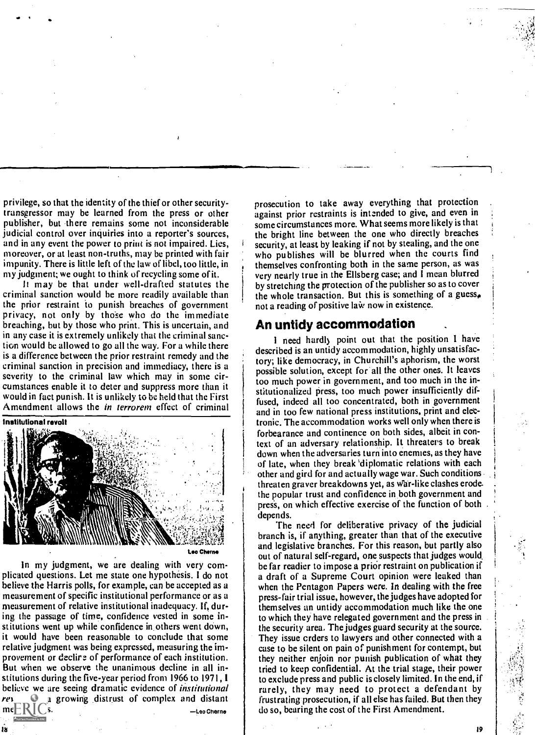privilege, so that the identity of the thief or other security-transgressor may be learned from the press or other publisher, but there remains some not inconsiderable judicial control over inquiries into a reporter's sources, and in any event the power to print is not impaired. Lies, moreover, or at least non-truths, may be printed with fair impunity. There is little left of the law of libel, too little, in my judgment; we ought to think of recycling some of it.

It may be that under well-drafted statutes the criminal sanction would be more readily available than the prior restraint to punish breaches of government privacy, not only by those who do the immediate breaching, but by those who print. This is uncertain, and in any case it is extremely unlikely that the criminal sanction would be allowed to go all the way. For a while there is a difference between the prior restraint remedy and the criminal sanction in precision and immediacy, there is a severity to the criminal law which may in some circumstances enable it to deter and suppress more than it would in fact punish. It is unlikely to be held that the First Amendment allows the *in terrorem* effect of criminal prosecution to take away everything that protection against prior restraints is intended to give, and even in some circumstances more. What seems more likely is that the bright line between the one who directly breaches security, at least by leaking if not by stealing, and the one who publishes will be blurred when the courts find themselves confronting both in the same person, as was very nearly true in the Ellsberg case; and I mean blurred by stretching the protection of the publisher so as to cover the whole transaction. But this is something of a guess, not a reading of positive law now in existence.

**Institutional revolt**

Leo Cherne

In my judgment, we are dealing with very complicated questions. Let me state one hypothesis. I do not believe the Harris polls, for example, can be accepted as a measurement of specific institutional performance or as a measurement of relative institutional inadequacy. If, during the passage of time, confidence vested in some institutions went up while confidence in others went down, it would have been reasonable to conclude that some relative judgment was being expressed, measuring the improvement or decline of performance of each institution. But when we observe the unanimous decline in all institutions during the five-year period from 1966 to 1971, I believe we are seeing dramatic evidence of *institutional rev*... a growing distrust of complex and distant me...s.

—Leo Cherne

## An untidy accommodation

I need hardly point out that the position I have described is an untidy accommodation, highly unsatisfactory; like democracy, in Churchill's aphorism, the worst possible solution, except for all the other ones. It leaves too much power in government, and too much in the institutionalized press, too much power insufficiently diffused, indeed all too concentrated, both in government and in too few national press institutions, print and electronic. The accommodation works well only when there is forbearance and continence on both sides, albeit in context of an adversary relationship. It threatens to break down when the adversaries turn into enemies, as they have of late, when they break diplomatic relations with each other and gird for and actually wage war. Such conditions threaten graver breakdowns yet, as war-like clashes erode the popular trust and confidence in both government and press, on which effective exercise of the function of both depends.

The need for deliberative privacy of the judicial branch is, if anything, greater than that of the executive and legislative branches. For this reason, but partly also out of natural self-regard, one suspects that judges would be far readier to impose a prior restraint on publication if a draft of a Supreme Court opinion were leaked than when the Pentagon Papers were. In dealing with the free press-fair trial issue, however, the judges have adopted for themselves an untidy accommodation much like the one to which they have relegated government and the press in the security area. The judges guard security at the source. They issue orders to lawyers and other connected with a case to be silent on pain of punishment for contempt, but they neither enjoin nor punish publication of what they tried to keep confidential. At the trial stage, their power to exclude press and public is closely limited. In the end, if rarely, they may need to protect a defendant by frustrating prosecution, if all else has failed. But then they do so, bearing the cost of the First Amendment.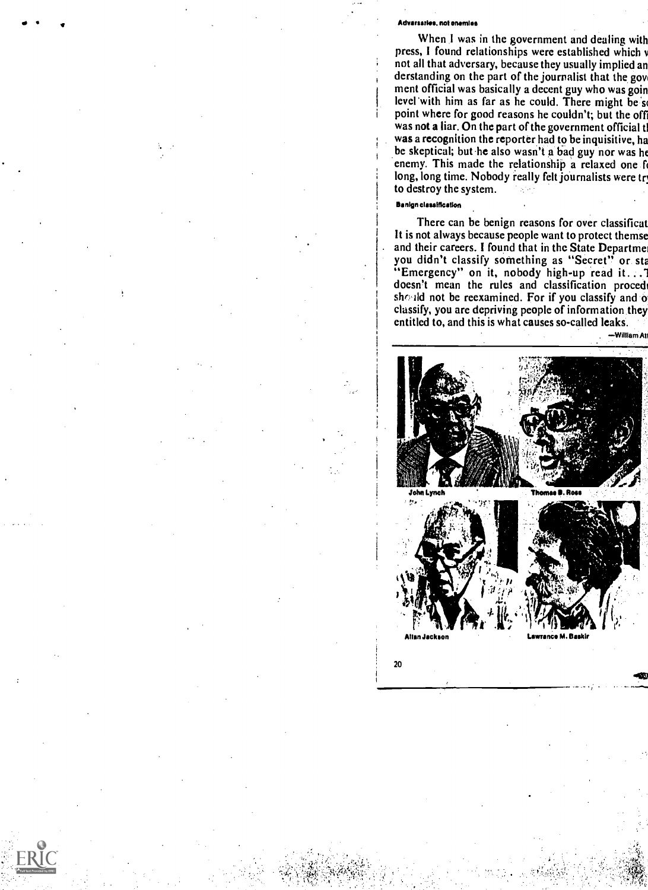**Adversaries, not enemies**

When I was in the government and dealing with press, I found relationships were established which v not all that adversary, because they usually implied an derstanding on the part of the journalist that the gove ment official was basically a decent guy who was goin level with him as far as he could. There might be so point where for good reasons he couldn't; but the offi was not a liar. On the part of the government official th was a recognition the reporter had to be inquisitive, ha be skeptical; but he also wasn't a bad guy nor was he enemy. This made the relationship a relaxed one fo long, long time. Nobody really felt journalists were try to destroy the system.

**Benign classification**

There can be benign reasons for over classificat It is not always because people want to protect themse and their careers. I found that in the State Departmen you didn't classify something as "Secret" or sta "Emergency" on it, nobody high-up read it...T doesn't mean the rules and classification procedu should not be reexamined. For if you classify and o classify, you are depriving people of information they entitled to, and this is what causes so-called leaks.

—William Att

John Lynch

Thomas B. Ross

Allan Jackson

Lawrance M. Baskir